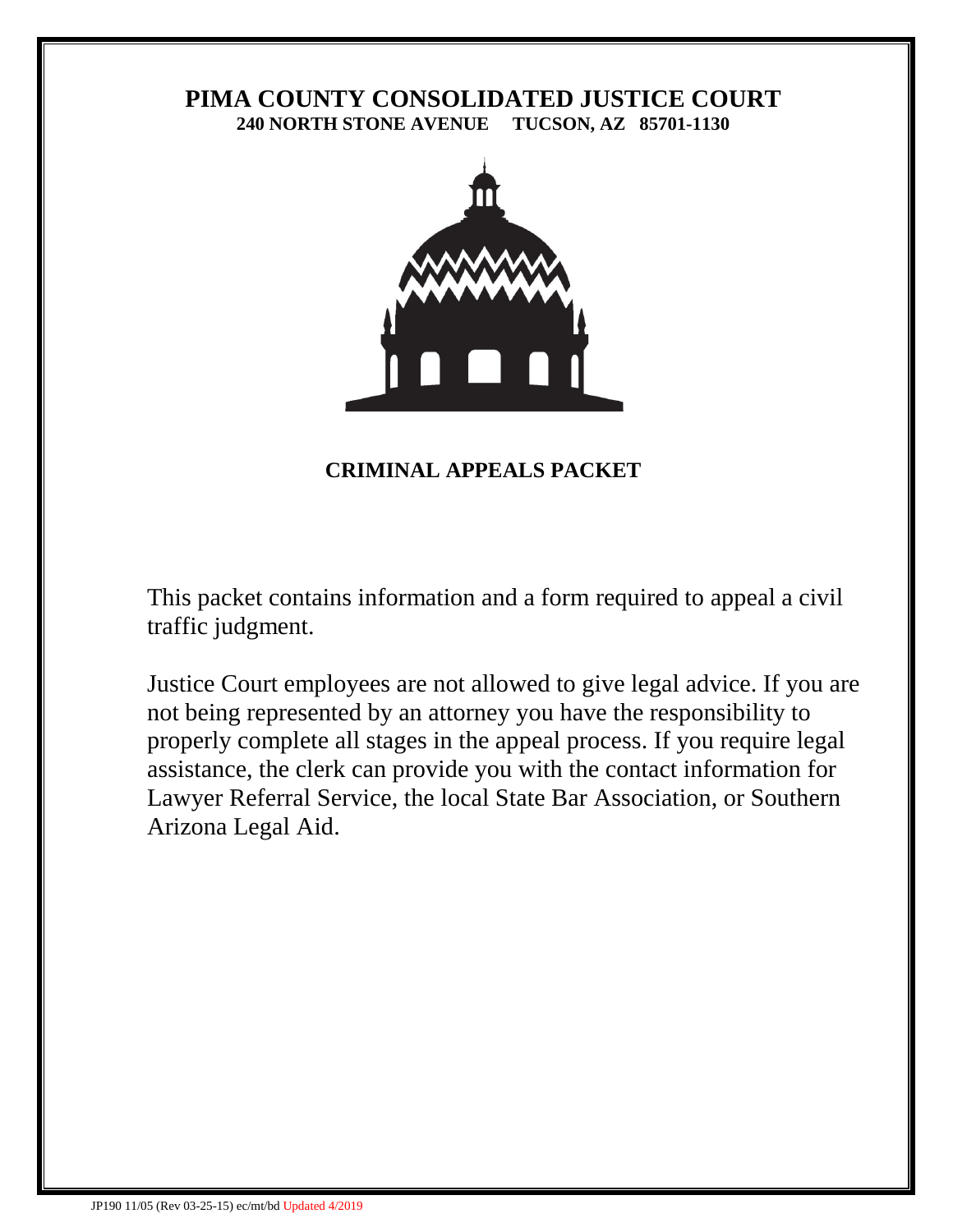# PIMA COUNTY CONSOLIDATED JUSTICE COURT

**240 NORTH STONE AVENUE TUCSON, AZ 85701-1130**

## CRIMINAL APPEALS PACKET

This packet contains information and a form required to appeal a civil traffic judgment.

Justice Court employees are not allowed to give legal advice. If you are not being represented by an attorney you have the responsibility to properly complete all stages in the appeal process. If you require legal assistance, the clerk can provide you with the contact information for Lawyer Referral Service, the local State Bar Association, or Southern Arizona Legal Aid.

JP190 11/05 (Rev 03-25-15) ec/mt/bd Updated 4/2019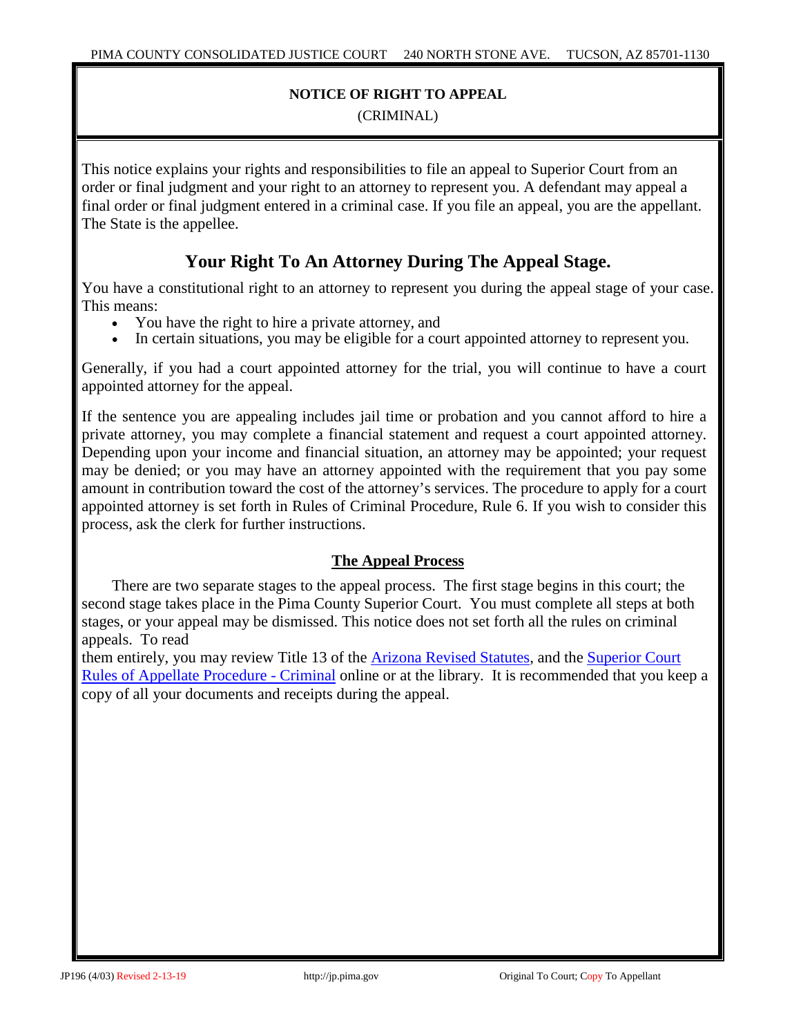## NOTICE OF RIGHT TO APPEAL

(CRIMINAL)

This notice explains your rights and responsibilities to file an appeal to Superior Court from an order or final judgment and your right to an attorney to represent you. A defendant may appeal a final order or final judgment entered in a criminal case. If you file an appeal, you are the appellant. The State is the appellee.

## Your Right To An Attorney During The Appeal Stage.

You have a constitutional right to an attorney to represent you during the appeal stage of your case. This means:

- You have the right to hire a private attorney, and
- In certain situations, you may be eligible for a court appointed attorney to represent you.

Generally, if you had a court appointed attorney for the trial, you will continue to have a court appointed attorney for the appeal.

If the sentence you are appealing includes jail time or probation and you cannot afford to hire a private attorney, you may complete a financial statement and request a court appointed attorney. Depending upon your income and financial situation, an attorney may be appointed; your request may be denied; or you may have an attorney appointed with the requirement that you pay some amount in contribution toward the cost of the attorney's services. The procedure to apply for a court appointed attorney is set forth in Rules of Criminal Procedure, Rule 6. If you wish to consider this process, ask the clerk for further instructions.

### The Appeal Process

There are two separate stages to the appeal process. The first stage begins in this court; the second stage takes place in the Pima County Superior Court. You must complete all steps at both stages, or your appeal may be dismissed. This notice does not set forth all the rules on criminal appeals. To read them entirely, you may review Title 13 of the Arizona Revised Statutes, and the Superior Court Rules of Appellate Procedure - Criminal online or at the library. It is recommended that you keep a copy of all your documents and receipts during the appeal.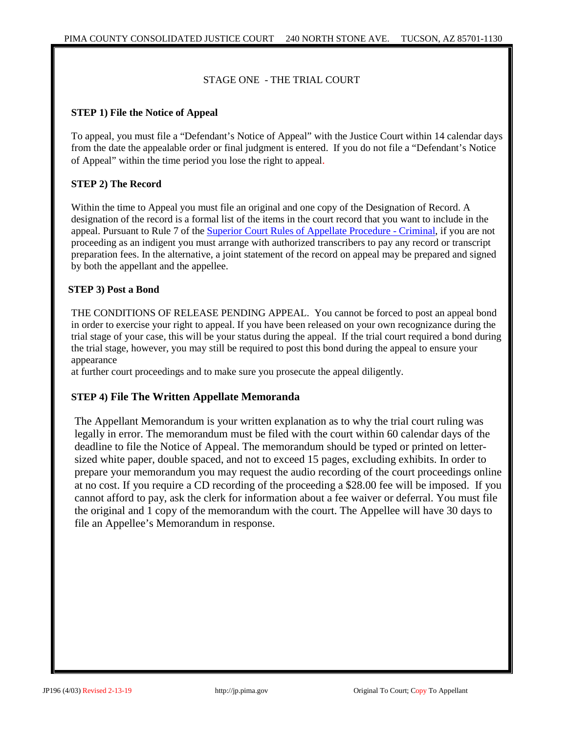## STAGE ONE - THE TRIAL COURT

### STEP 1) File the Notice of Appeal

To appeal, you must file a "Defendant's Notice of Appeal" with the Justice Court within 14 calendar days from the date the appealable order or final judgment is entered. If you do not file a "Defendant's Notice of Appeal" within the time period you lose the right to appeal.

### STEP 2) The Record

Within the time to Appeal you must file an original and one copy of the Designation of Record. A designation of the record is a formal list of the items in the court record that you want to include in the appeal. Pursuant to Rule 7 of the Superior Court Rules of Appellate Procedure - Criminal, if you are not proceeding as an indigent you must arrange with authorized transcribers to pay any record or transcript preparation fees. In the alternative, a joint statement of the record on appeal may be prepared and signed by both the appellant and the appellee.

### STEP 3) Post a Bond

THE CONDITIONS OF RELEASE PENDING APPEAL. You cannot be forced to post an appeal bond in order to exercise your right to appeal. If you have been released on your own recognizance during the trial stage of your case, this will be your status during the appeal. If the trial court required a bond during the trial stage, however, you may still be required to post this bond during the appeal to ensure your appearance at further court proceedings and to make sure you prosecute the appeal diligently.

### STEP 4) File The Written Appellate Memoranda

The Appellant Memorandum is your written explanation as to why the trial court ruling was legally in error. The memorandum must be filed with the court within 60 calendar days of the deadline to file the Notice of Appeal. The memorandum should be typed or printed on letter-sized white paper, double spaced, and not to exceed 15 pages, excluding exhibits. In order to prepare your memorandum you may request the audio recording of the court proceedings online at no cost. If you require a CD recording of the proceeding a $28.00 fee will be imposed. If you cannot afford to pay, ask the clerk for information about a fee waiver or deferral. You must file the original and 1 copy of the memorandum with the court. The Appellee will have 30 days to file an Appellee's Memorandum in response.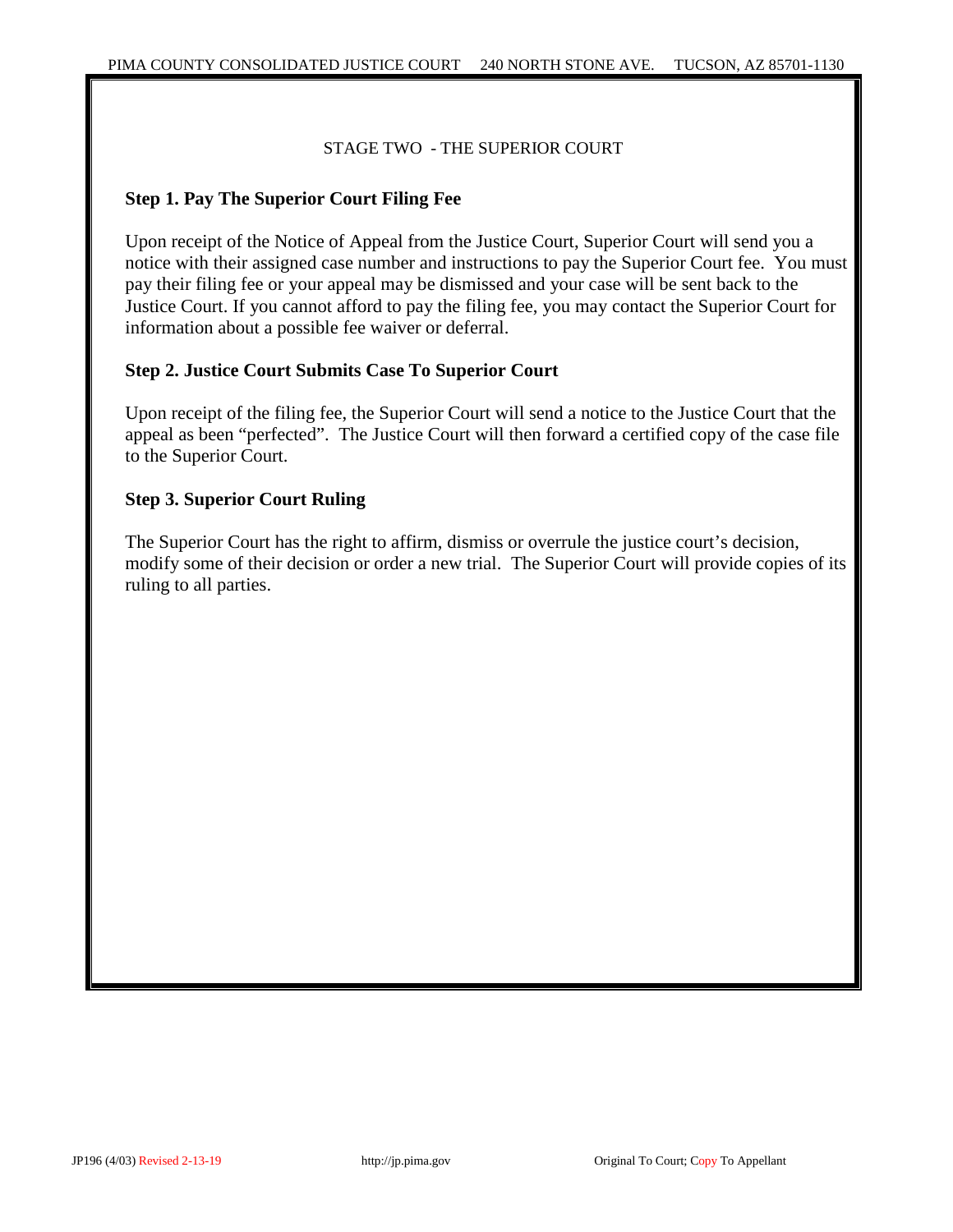STAGE TWO - THE SUPERIOR COURT

**Step 1. Pay The Superior Court Filing Fee**

Upon receipt of the Notice of Appeal from the Justice Court, Superior Court will send you a notice with their assigned case number and instructions to pay the Superior Court fee. You must pay their filing fee or your appeal may be dismissed and your case will be sent back to the Justice Court. If you cannot afford to pay the filing fee, you may contact the Superior Court for information about a possible fee waiver or deferral.

**Step 2. Justice Court Submits Case To Superior Court**

Upon receipt of the filing fee, the Superior Court will send a notice to the Justice Court that the appeal as been "perfected". The Justice Court will then forward a certified copy of the case file to the Superior Court.

**Step 3. Superior Court Ruling**

The Superior Court has the right to affirm, dismiss or overrule the justice court's decision, modify some of their decision or order a new trial. The Superior Court will provide copies of its ruling to all parties.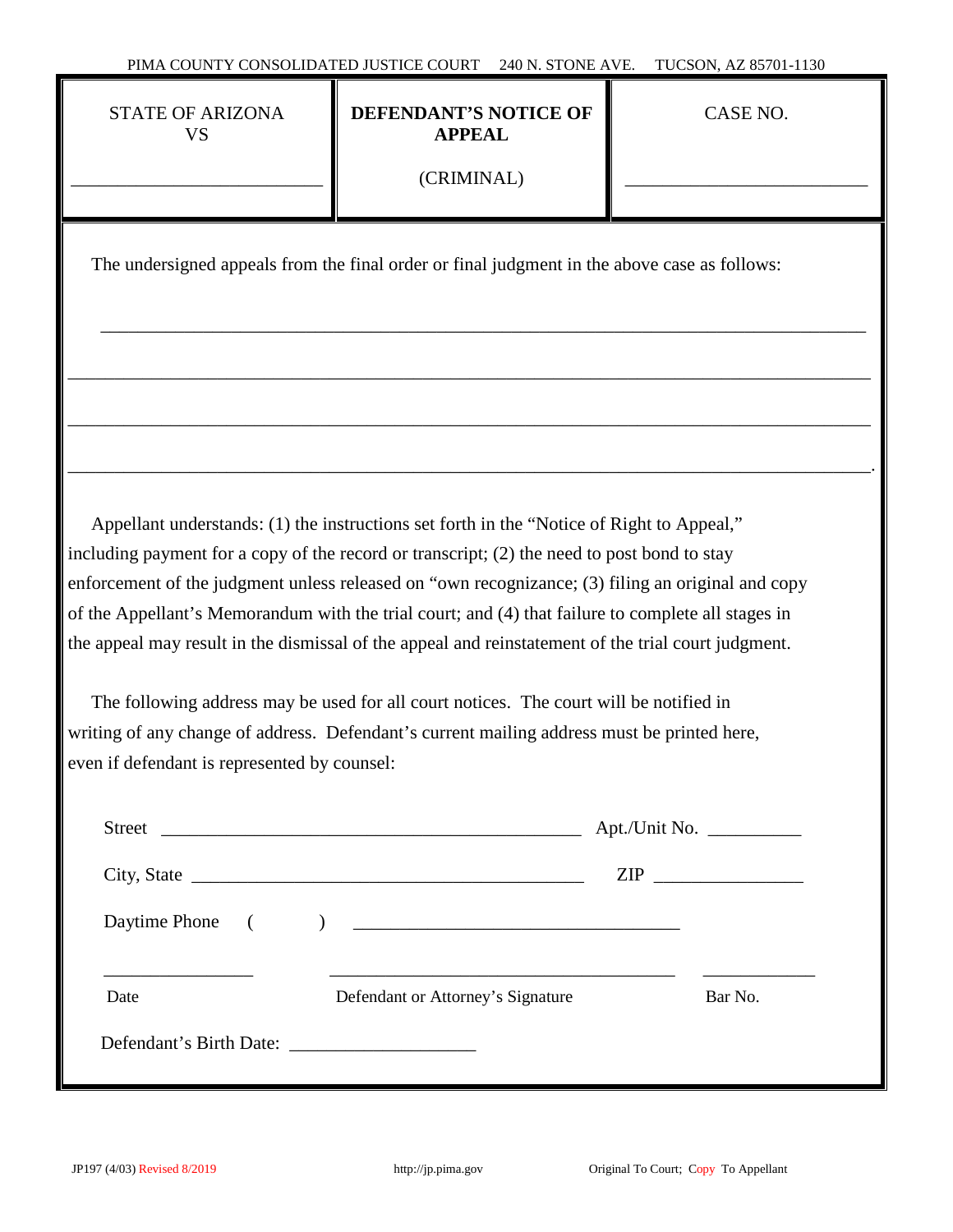PIMA COUNTY CONSOLIDATED JUSTICE COURT 240 N. STONE AVE. TUCSON, AZ 85701-1130

| STATE OF ARIZONA VS | **DEFENDANT'S NOTICE OF APPEAL** | CASE NO. |
|---|---|---|
| ___________________________ | (CRIMINAL) | ___________________________ |

The undersigned appeals from the final order or final judgment in the above case as follows:

_______________________________________________________________________________

_______________________________________________________________________________

_______________________________________________________________________________

_______________________________________________________________________________.

Appellant understands: (1) the instructions set forth in the "Notice of Right to Appeal," including payment for a copy of the record or transcript; (2) the need to post bond to stay enforcement of the judgment unless released on "own recognizance; (3) filing an original and copy of the Appellant's Memorandum with the trial court; and (4) that failure to complete all stages in the appeal may result in the dismissal of the appeal and reinstatement of the trial court judgment.

The following address may be used for all court notices. The court will be notified in writing of any change of address. Defendant's current mailing address must be printed here, even if defendant is represented by counsel:

Street _____________________________________________ Apt./Unit No. __________

City, State _________________________________________ ZIP _______________

Daytime Phone ( ) ________________________________

_______________ ____________________________________ ___________

Date Defendant or Attorney's Signature Bar No.

Defendant's Birth Date: ___________________

JP197 (4/03) Revised 8/2019 http://jp.pima.gov Original To Court; Copy To Appellant